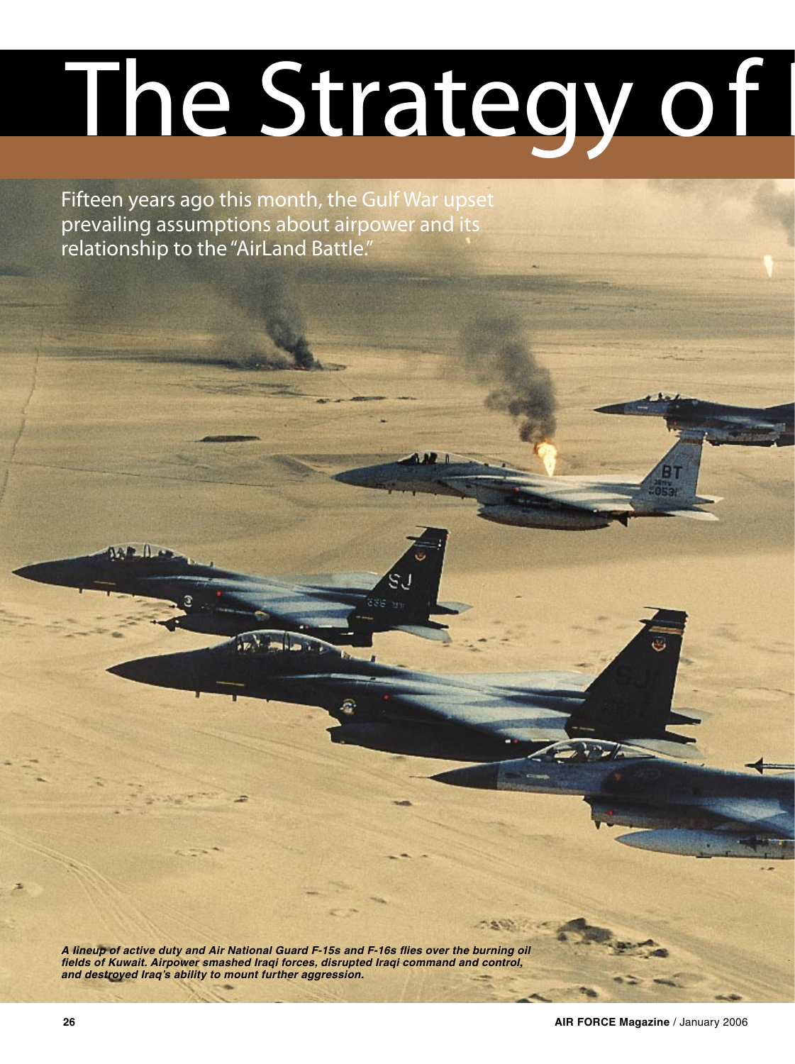# The Strategy of I

Fifteen years ago this month, the Gulf War upset prevailing assumptions about airpower and its relationship to the "AirLand Battle."

*A lineup of active duty and Air National Guard F-15s and F-16s flies over the burning oil fields of Kuwait. Airpower smashed Iraqi forces, disrupted Iraqi command and control, and destroyed Iraq's ability to mount further aggression.*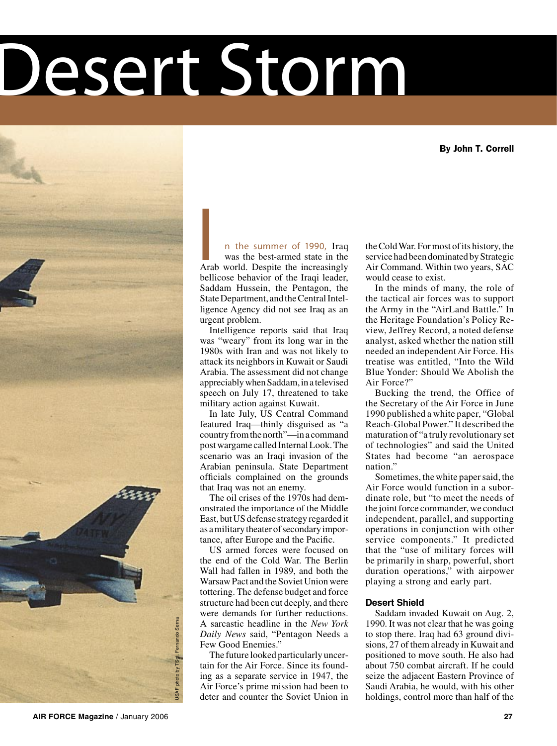# Desert Storm

**By John T. Correll**

In the summer of 1990, Iraq was the best-armed state in the Arab world. Despite the increasingly bellicose behavior of the Iraqi leader, Saddam Hussein, the Pentagon, the State Department, and the Central Intelligence Agency did not see Iraq as an urgent problem.

Intelligence reports said that Iraq was "weary" from its long war in the 1980s with Iran and was not likely to attack its neighbors in Kuwait or Saudi Arabia. The assessment did not change appreciably when Saddam, in a televised speech on July 17, threatened to take military action against Kuwait.

In late July, US Central Command featured Iraq—thinly disguised as "a country from the north"—in a command post wargame called Internal Look. The scenario was an Iraqi invasion of the Arabian peninsula. State Department officials complained on the grounds that Iraq was not an enemy.

The oil crises of the 1970s had demonstrated the importance of the Middle East, but US defense strategy regarded it as a military theater of secondary importance, after Europe and the Pacific.

US armed forces were focused on the end of the Cold War. The Berlin Wall had fallen in 1989, and both the Warsaw Pact and the Soviet Union were tottering. The defense budget and force structure had been cut deeply, and there were demands for further reductions. A sarcastic headline in the *New York Daily News* said, "Pentagon Needs a Few Good Enemies."

The future looked particularly uncertain for the Air Force. Since its founding as a separate service in 1947, the Air Force's prime mission had been to deter and counter the Soviet Union in the Cold War. For most of its history, the service had been dominated by Strategic Air Command. Within two years, SAC would cease to exist.

In the minds of many, the role of the tactical air forces was to support the Army in the "AirLand Battle." In the Heritage Foundation's Policy Review, Jeffrey Record, a noted defense analyst, asked whether the nation still needed an independent Air Force. His treatise was entitled, "Into the Wild Blue Yonder: Should We Abolish the Air Force?"

Bucking the trend, the Office of the Secretary of the Air Force in June 1990 published a white paper, "Global Reach-Global Power." It described the maturation of "a truly revolutionary set of technologies" and said the United States had become "an aerospace nation."

Sometimes, the white paper said, the Air Force would function in a subordinate role, but "to meet the needs of the joint force commander, we conduct independent, parallel, and supporting operations in conjunction with other service components." It predicted that the "use of military forces will be primarily in sharp, powerful, short duration operations," with airpower playing a strong and early part.

### Desert Shield

Saddam invaded Kuwait on Aug. 2, 1990. It was not clear that he was going to stop there. Iraq had 63 ground divisions, 27 of them already in Kuwait and positioned to move south. He also had about 750 combat aircraft. If he could seize the adjacent Eastern Province of Saudi Arabia, he would, with his other holdings, control more than half of the

USAF photo by TSgt. Fernando Serna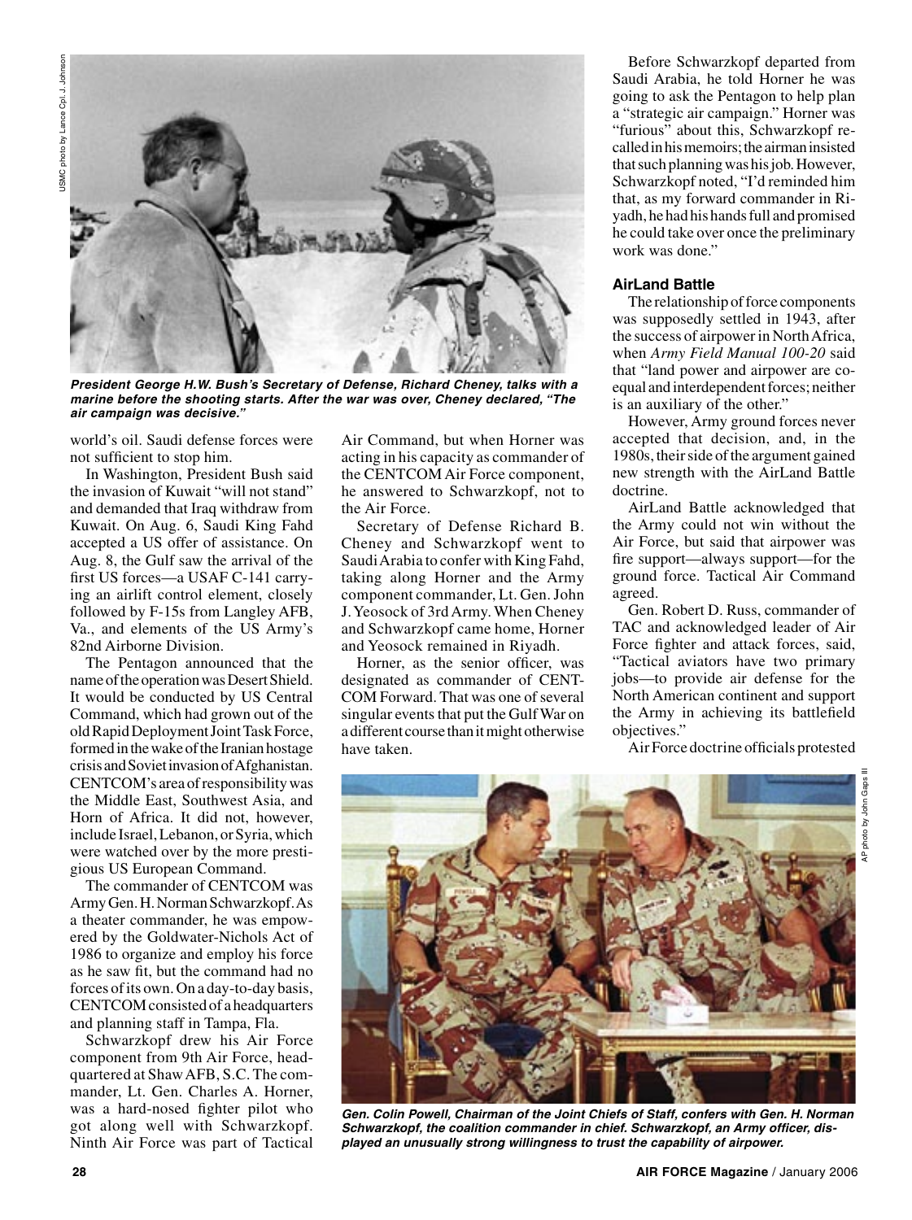*President George H.W. Bush's Secretary of Defense, Richard Cheney, talks with a marine before the shooting starts. After the war was over, Cheney declared, "The air campaign was decisive."*

world's oil. Saudi defense forces were not sufficient to stop him.

In Washington, President Bush said the invasion of Kuwait "will not stand" and demanded that Iraq withdraw from Kuwait. On Aug. 6, Saudi King Fahd accepted a US offer of assistance. On Aug. 8, the Gulf saw the arrival of the first US forces—a USAF C-141 carrying an airlift control element, closely followed by F-15s from Langley AFB, Va., and elements of the US Army's 82nd Airborne Division.

The Pentagon announced that the name of the operation was Desert Shield. It would be conducted by US Central Command, which had grown out of the old Rapid Deployment Joint Task Force, formed in the wake of the Iranian hostage crisis and Soviet invasion of Afghanistan. CENTCOM's area of responsibility was the Middle East, Southwest Asia, and Horn of Africa. It did not, however, include Israel, Lebanon, or Syria, which were watched over by the more prestigious US European Command.

The commander of CENTCOM was Army Gen. H. Norman Schwarzkopf. As a theater commander, he was empowered by the Goldwater-Nichols Act of 1986 to organize and employ his force as he saw fit, but the command had no forces of its own. On a day-to-day basis, CENTCOM consisted of a headquarters and planning staff in Tampa, Fla.

Schwarzkopf drew his Air Force component from 9th Air Force, headquartered at Shaw AFB, S.C. The commander, Lt. Gen. Charles A. Horner, was a hard-nosed fighter pilot who got along well with Schwarzkopf. Ninth Air Force was part of Tactical Air Command, but when Horner was acting in his capacity as commander of the CENTCOM Air Force component, he answered to Schwarzkopf, not to the Air Force.

Secretary of Defense Richard B. Cheney and Schwarzkopf went to Saudi Arabia to confer with King Fahd, taking along Horner and the Army component commander, Lt. Gen. John J. Yeosock of 3rd Army. When Cheney and Schwarzkopf came home, Horner and Yeosock remained in Riyadh.

Horner, as the senior officer, was designated as commander of CENTCOM Forward. That was one of several singular events that put the Gulf War on a different course than it might otherwise have taken.

Before Schwarzkopf departed from Saudi Arabia, he told Horner he was going to ask the Pentagon to help plan a "strategic air campaign." Horner was "furious" about this, Schwarzkopf recalled in his memoirs; the airman insisted that such planning was his job. However, Schwarzkopf noted, "I'd reminded him that, as my forward commander in Riyadh, he had his hands full and promised he could take over once the preliminary work was done."

### AirLand Battle

The relationship of force components was supposedly settled in 1943, after the success of airpower in North Africa, when *Army Field Manual 100-20* said that "land power and airpower are co-equal and interdependent forces; neither is an auxiliary of the other."

However, Army ground forces never accepted that decision, and, in the 1980s, their side of the argument gained new strength with the AirLand Battle doctrine.

AirLand Battle acknowledged that the Army could not win without the Air Force, but said that airpower was fire support—always support—for the ground force. Tactical Air Command agreed.

Gen. Robert D. Russ, commander of TAC and acknowledged leader of Air Force fighter and attack forces, said, "Tactical aviators have two primary jobs—to provide air defense for the North American continent and support the Army in achieving its battlefield objectives."

Air Force doctrine officials protested

*Gen. Colin Powell, Chairman of the Joint Chiefs of Staff, confers with Gen. H. Norman Schwarzkopf, the coalition commander in chief. Schwarzkopf, an Army officer, displayed an unusually strong willingness to trust the capability of airpower.*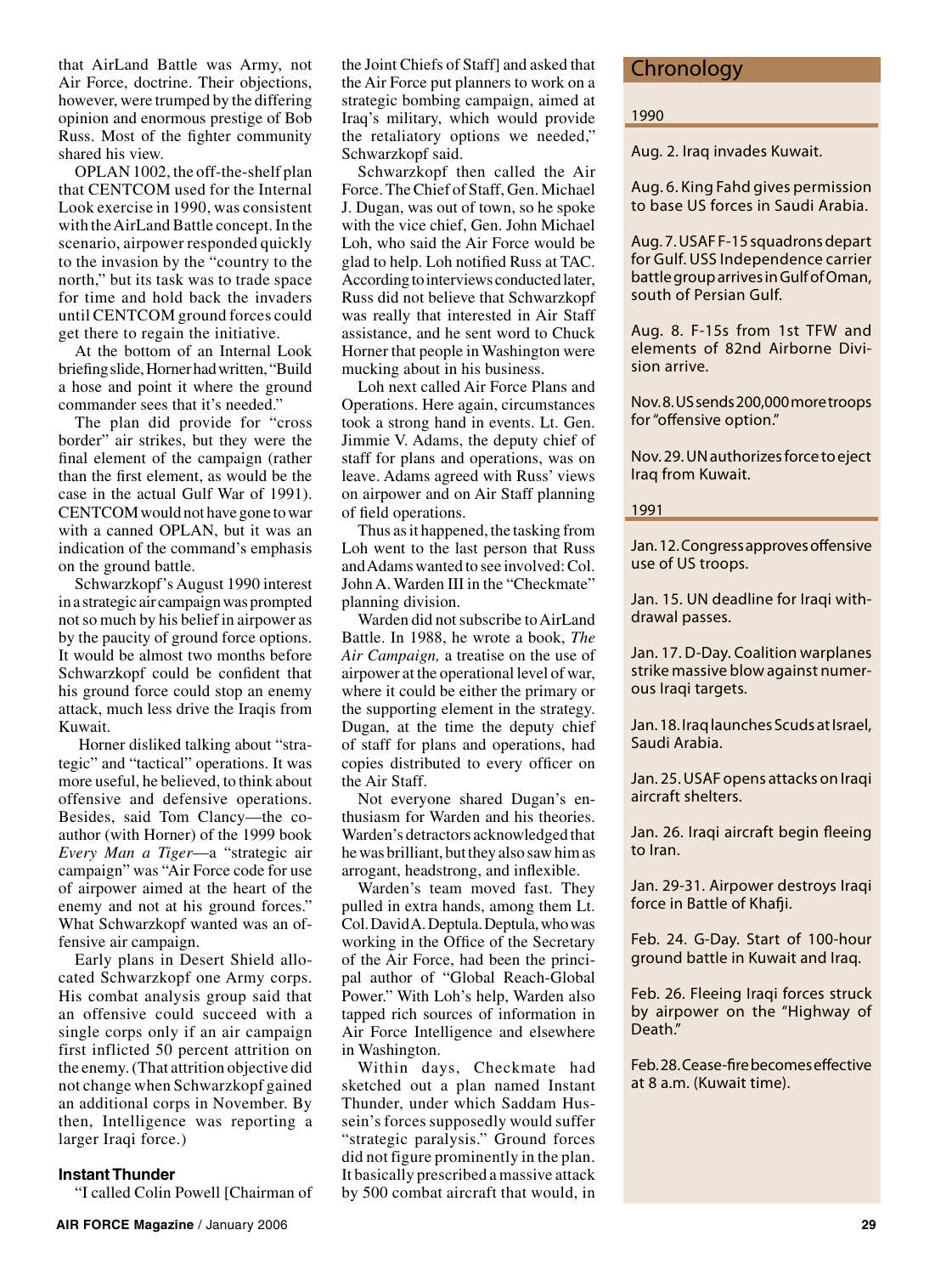that AirLand Battle was Army, not Air Force, doctrine. Their objections, however, were trumped by the differing opinion and enormous prestige of Bob Russ. Most of the fighter community shared his view.

OPLAN 1002, the off-the-shelf plan that CENTCOM used for the Internal Look exercise in 1990, was consistent with the AirLand Battle concept. In the scenario, airpower responded quickly to the invasion by the "country to the north," but its task was to trade space for time and hold back the invaders until CENTCOM ground forces could get there to regain the initiative.

At the bottom of an Internal Look briefing slide, Horner had written, "Build a hose and point it where the ground commander sees that it's needed."

The plan did provide for "cross border" air strikes, but they were the final element of the campaign (rather than the first element, as would be the case in the actual Gulf War of 1991). CENTCOM would not have gone to war with a canned OPLAN, but it was an indication of the command's emphasis on the ground battle.

Schwarzkopf's August 1990 interest in a strategic air campaign was prompted not so much by his belief in airpower as by the paucity of ground force options. It would be almost two months before Schwarzkopf could be confident that his ground force could stop an enemy attack, much less drive the Iraqis from Kuwait.

Horner disliked talking about "strategic" and "tactical" operations. It was more useful, he believed, to think about offensive and defensive operations. Besides, said Tom Clancy—the co-author (with Horner) of the 1999 book *Every Man a Tiger*—a "strategic air campaign" was "Air Force code for use of airpower aimed at the heart of the enemy and not at his ground forces." What Schwarzkopf wanted was an offensive air campaign.

Early plans in Desert Shield allocated Schwarzkopf one Army corps. His combat analysis group said that an offensive could succeed with a single corps only if an air campaign first inflicted 50 percent attrition on the enemy. (That attrition objective did not change when Schwarzkopf gained an additional corps in November. By then, Intelligence was reporting a larger Iraqi force.)

### Instant Thunder

"I called Colin Powell [Chairman of the Joint Chiefs of Staff] and asked that the Air Force put planners to work on a strategic bombing campaign, aimed at Iraq's military, which would provide the retaliatory options we needed," Schwarzkopf said.

Schwarzkopf then called the Air Force. The Chief of Staff, Gen. Michael J. Dugan, was out of town, so he spoke with the vice chief, Gen. John Michael Loh, who said the Air Force would be glad to help. Loh notified Russ at TAC. According to interviews conducted later, Russ did not believe that Schwarzkopf was really that interested in Air Staff assistance, and he sent word to Chuck Horner that people in Washington were mucking about in his business.

Loh next called Air Force Plans and Operations. Here again, circumstances took a strong hand in events. Lt. Gen. Jimmie V. Adams, the deputy chief of staff for plans and operations, was on leave. Adams agreed with Russ' views on airpower and on Air Staff planning of field operations.

Thus as it happened, the tasking from Loh went to the last person that Russ and Adams wanted to see involved: Col. John A. Warden III in the "Checkmate" planning division.

Warden did not subscribe to AirLand Battle. In 1988, he wrote a book, *The Air Campaign,* a treatise on the use of airpower at the operational level of war, where it could be either the primary or the supporting element in the strategy. Dugan, at the time the deputy chief of staff for plans and operations, had copies distributed to every officer on the Air Staff.

Not everyone shared Dugan's enthusiasm for Warden and his theories. Warden's detractors acknowledged that he was brilliant, but they also saw him as arrogant, headstrong, and inflexible.

Warden's team moved fast. They pulled in extra hands, among them Lt. Col. David A. Deptula. Deptula, who was working in the Office of the Secretary of the Air Force, had been the principal author of "Global Reach-Global Power." With Loh's help, Warden also tapped rich sources of information in Air Force Intelligence and elsewhere in Washington.

Within days, Checkmate had sketched out a plan named Instant Thunder, under which Saddam Hussein's forces supposedly would suffer "strategic paralysis." Ground forces did not figure prominently in the plan. It basically prescribed a massive attack by 500 combat aircraft that would, in

## Chronology

**1990**

Aug. 2. Iraq invades Kuwait.

Aug. 6. King Fahd gives permission to base US forces in Saudi Arabia.

Aug. 7. USAF F-15 squadrons depart for Gulf. USS Independence carrier battle group arrives in Gulf of Oman, south of Persian Gulf.

Aug. 8. F-15s from 1st TFW and elements of 82nd Airborne Division arrive.

Nov. 8. US sends 200,000 more troops for "offensive option."

Nov. 29. UN authorizes force to eject Iraq from Kuwait.

**1991**

Jan. 12. Congress approves offensive use of US troops.

Jan. 15. UN deadline for Iraqi withdrawal passes.

Jan. 17. D-Day. Coalition warplanes strike massive blow against numerous Iraqi targets.

Jan. 18. Iraq launches Scuds at Israel, Saudi Arabia.

Jan. 25. USAF opens attacks on Iraqi aircraft shelters.

Jan. 26. Iraqi aircraft begin fleeing to Iran.

Jan. 29-31. Airpower destroys Iraqi force in Battle of Khafji.

Feb. 24. G-Day. Start of 100-hour ground battle in Kuwait and Iraq.

Feb. 26. Fleeing Iraqi forces struck by airpower on the "Highway of Death."

Feb. 28. Cease-fire becomes effective at 8 a.m. (Kuwait time).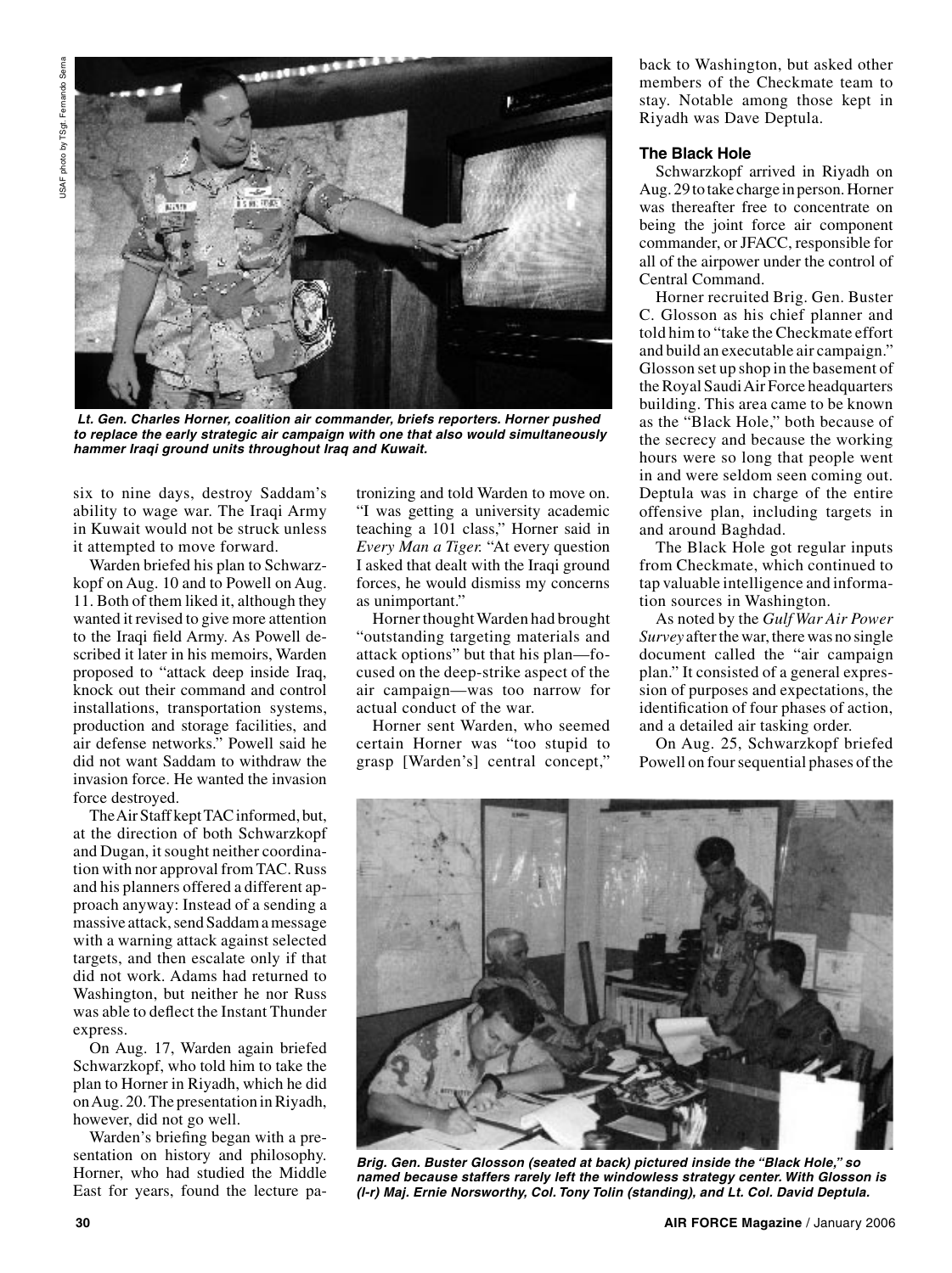*Lt. Gen. Charles Horner, coalition air commander, briefs reporters. Horner pushed to replace the early strategic air campaign with one that also would simultaneously hammer Iraqi ground units throughout Iraq and Kuwait.*

six to nine days, destroy Saddam's ability to wage war. The Iraqi Army in Kuwait would not be struck unless it attempted to move forward.

Warden briefed his plan to Schwarzkopf on Aug. 10 and to Powell on Aug. 11. Both of them liked it, although they wanted it revised to give more attention to the Iraqi field Army. As Powell described it later in his memoirs, Warden proposed to "attack deep inside Iraq, knock out their command and control installations, transportation systems, production and storage facilities, and air defense networks." Powell said he did not want Saddam to withdraw the invasion force. He wanted the invasion force destroyed.

The Air Staff kept TAC informed, but, at the direction of both Schwarzkopf and Dugan, it sought neither coordination with nor approval from TAC. Russ and his planners offered a different approach anyway: Instead of a sending a massive attack, send Saddam a message with a warning attack against selected targets, and then escalate only if that did not work. Adams had returned to Washington, but neither he nor Russ was able to deflect the Instant Thunder express.

On Aug. 17, Warden again briefed Schwarzkopf, who told him to take the plan to Horner in Riyadh, which he did on Aug. 20. The presentation in Riyadh, however, did not go well.

Warden's briefing began with a presentation on history and philosophy. Horner, who had studied the Middle East for years, found the lecture patronizing and told Warden to move on. "I was getting a university academic teaching a 101 class," Horner said in *Every Man a Tiger.* "At every question I asked that dealt with the Iraqi ground forces, he would dismiss my concerns as unimportant."

Horner thought Warden had brought "outstanding targeting materials and attack options" but that his plan—focused on the deep-strike aspect of the air campaign—was too narrow for actual conduct of the war.

Horner sent Warden, who seemed certain Horner was "too stupid to grasp [Warden's] central concept," back to Washington, but asked other members of the Checkmate team to stay. Notable among those kept in Riyadh was Dave Deptula.

### The Black Hole

Schwarzkopf arrived in Riyadh on Aug. 29 to take charge in person. Horner was thereafter free to concentrate on being the joint force air component commander, or JFACC, responsible for all of the airpower under the control of Central Command.

Horner recruited Brig. Gen. Buster C. Glosson as his chief planner and told him to "take the Checkmate effort and build an executable air campaign." Glosson set up shop in the basement of the Royal Saudi Air Force headquarters building. This area came to be known as the "Black Hole," both because of the secrecy and because the working hours were so long that people went in and were seldom seen coming out. Deptula was in charge of the entire offensive plan, including targets in and around Baghdad.

The Black Hole got regular inputs from Checkmate, which continued to tap valuable intelligence and information sources in Washington.

As noted by the *Gulf War Air Power Survey* after the war, there was no single document called the "air campaign plan." It consisted of a general expression of purposes and expectations, the identification of four phases of action, and a detailed air tasking order.

On Aug. 25, Schwarzkopf briefed Powell on four sequential phases of the

*Brig. Gen. Buster Glosson (seated at back) pictured inside the "Black Hole," so named because staffers rarely left the windowless strategy center. With Glosson is (l-r) Maj. Ernie Norsworthy, Col. Tony Tolin (standing), and Lt. Col. David Deptula.*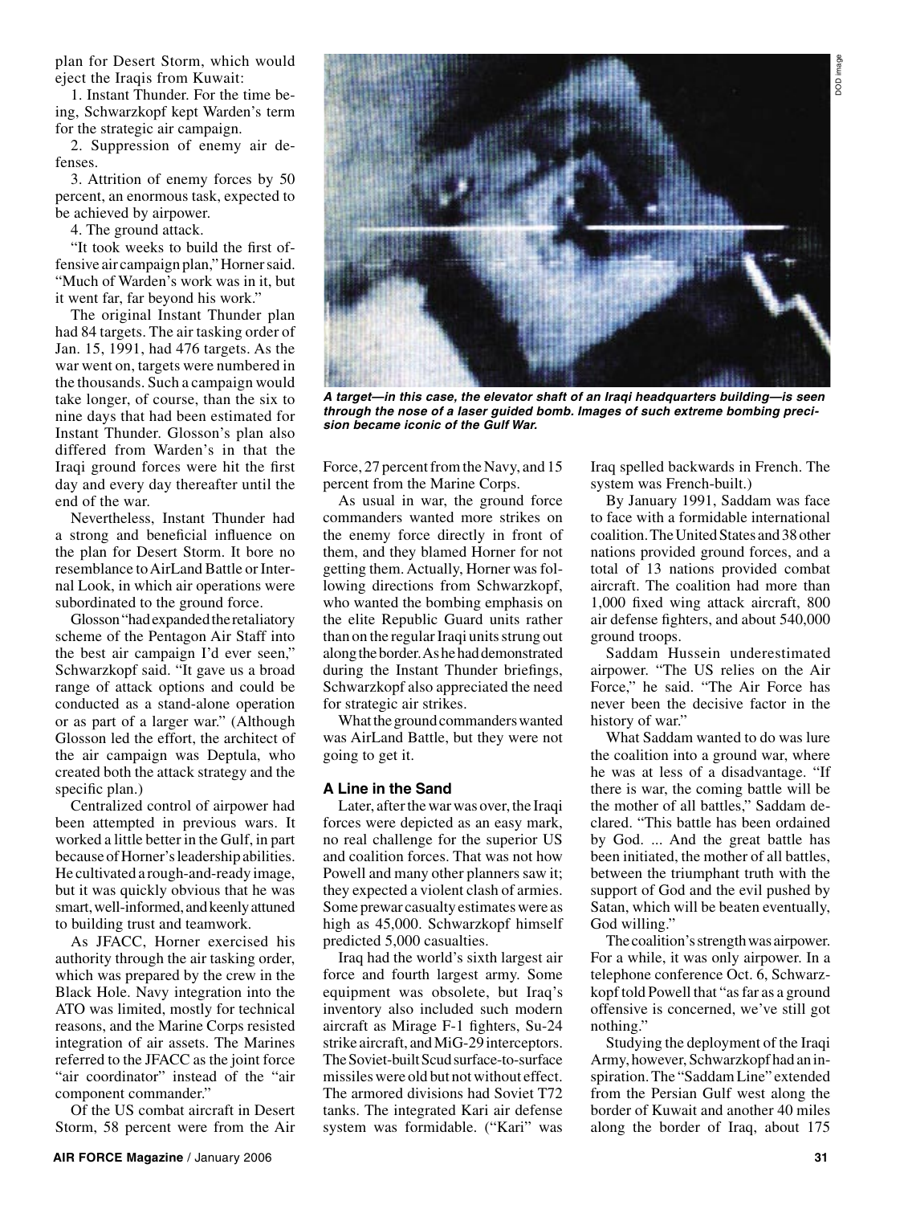plan for Desert Storm, which would eject the Iraqis from Kuwait:

1. Instant Thunder. For the time being, Schwarzkopf kept Warden's term for the strategic air campaign.

2. Suppression of enemy air defenses.

3. Attrition of enemy forces by 50 percent, an enormous task, expected to be achieved by airpower.

4. The ground attack.

"It took weeks to build the first offensive air campaign plan," Horner said. "Much of Warden's work was in it, but it went far, far beyond his work."

The original Instant Thunder plan had 84 targets. The air tasking order of Jan. 15, 1991, had 476 targets. As the war went on, targets were numbered in the thousands. Such a campaign would take longer, of course, than the six to nine days that had been estimated for Instant Thunder. Glosson's plan also differed from Warden's in that the Iraqi ground forces were hit the first day and every day thereafter until the end of the war.

Nevertheless, Instant Thunder had a strong and beneficial influence on the plan for Desert Storm. It bore no resemblance to AirLand Battle or Internal Look, in which air operations were subordinated to the ground force.

Glosson "had expanded the retaliatory scheme of the Pentagon Air Staff into the best air campaign I'd ever seen," Schwarzkopf said. "It gave us a broad range of attack options and could be conducted as a stand-alone operation or as part of a larger war." (Although Glosson led the effort, the architect of the air campaign was Deptula, who created both the attack strategy and the specific plan.)

Centralized control of airpower had been attempted in previous wars. It worked a little better in the Gulf, in part because of Horner's leadership abilities. He cultivated a rough-and-ready image, but it was quickly obvious that he was smart, well-informed, and keenly attuned to building trust and teamwork.

As JFACC, Horner exercised his authority through the air tasking order, which was prepared by the crew in the Black Hole. Navy integration into the ATO was limited, mostly for technical reasons, and the Marine Corps resisted integration of air assets. The Marines referred to the JFACC as the joint force "air coordinator" instead of the "air component commander."

Of the US combat aircraft in Desert Storm, 58 percent were from the Air Force, 27 percent from the Navy, and 15 percent from the Marine Corps.

*A target—in this case, the elevator shaft of an Iraqi headquarters building—is seen through the nose of a laser guided bomb. Images of such extreme bombing precision became iconic of the Gulf War.*

As usual in war, the ground force commanders wanted more strikes on the enemy force directly in front of them, and they blamed Horner for not getting them. Actually, Horner was following directions from Schwarzkopf, who wanted the bombing emphasis on the elite Republic Guard units rather than on the regular Iraqi units strung out along the border. As he had demonstrated during the Instant Thunder briefings, Schwarzkopf also appreciated the need for strategic air strikes.

What the ground commanders wanted was AirLand Battle, but they were not going to get it.

### A Line in the Sand

Later, after the war was over, the Iraqi forces were depicted as an easy mark, no real challenge for the superior US and coalition forces. That was not how Powell and many other planners saw it; they expected a violent clash of armies. Some prewar casualty estimates were as high as 45,000. Schwarzkopf himself predicted 5,000 casualties.

Iraq had the world's sixth largest air force and fourth largest army. Some equipment was obsolete, but Iraq's inventory also included such modern aircraft as Mirage F-1 fighters, Su-24 strike aircraft, and MiG-29 interceptors. The Soviet-built Scud surface-to-surface missiles were old but not without effect. The armored divisions had Soviet T72 tanks. The integrated Kari air defense system was formidable. ("Kari" was Iraq spelled backwards in French. The system was French-built.)

By January 1991, Saddam was face to face with a formidable international coalition. The United States and 38 other nations provided ground forces, and a total of 13 nations provided combat aircraft. The coalition had more than 1,000 fixed wing attack aircraft, 800 air defense fighters, and about 540,000 ground troops.

Saddam Hussein underestimated airpower. "The US relies on the Air Force," he said. "The Air Force has never been the decisive factor in the history of war."

What Saddam wanted to do was lure the coalition into a ground war, where he was at less of a disadvantage. "If there is war, the coming battle will be the mother of all battles," Saddam declared. "This battle has been ordained by God. ... And the great battle has been initiated, the mother of all battles, between the triumphant truth with the support of God and the evil pushed by Satan, which will be beaten eventually, God willing."

The coalition's strength was airpower. For a while, it was only airpower. In a telephone conference Oct. 6, Schwarzkopf told Powell that "as far as a ground offensive is concerned, we've still got nothing."

Studying the deployment of the Iraqi Army, however, Schwarzkopf had an inspiration. The "Saddam Line" extended from the Persian Gulf west along the border of Kuwait and another 40 miles along the border of Iraq, about 175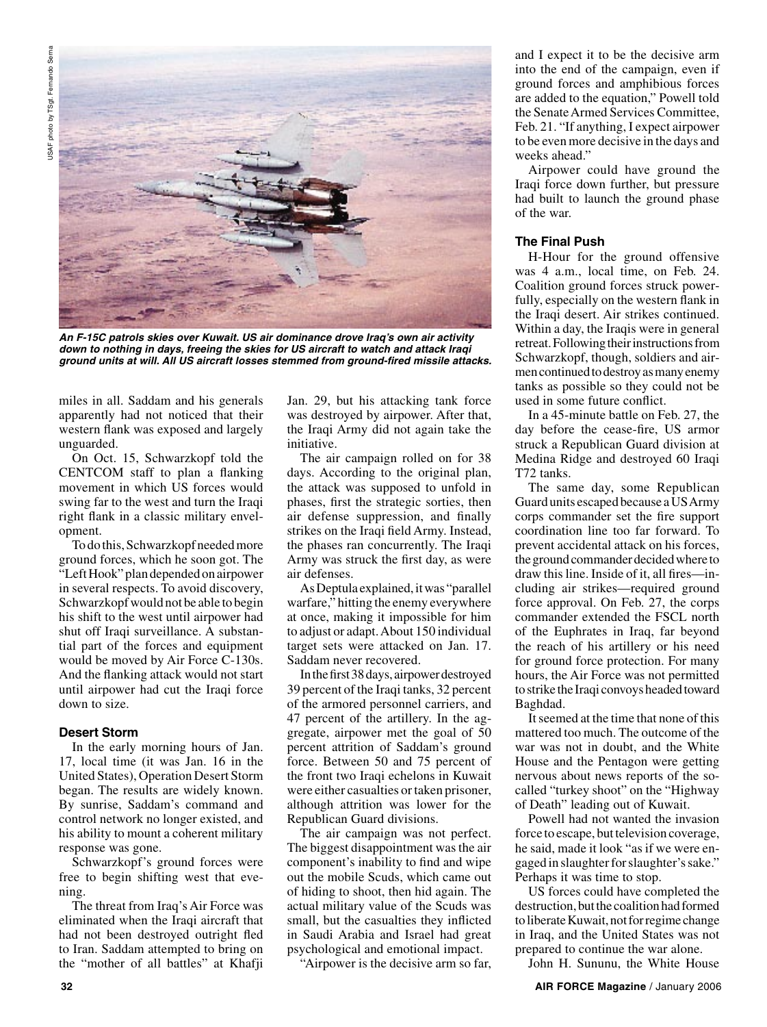*An F-15C patrols skies over Kuwait. US air dominance drove Iraq's own air activity down to nothing in days, freeing the skies for US aircraft to watch and attack Iraqi ground units at will. All US aircraft losses stemmed from ground-fired missile attacks.*

miles in all. Saddam and his generals apparently had not noticed that their western flank was exposed and largely unguarded.

On Oct. 15, Schwarzkopf told the CENTCOM staff to plan a flanking movement in which US forces would swing far to the west and turn the Iraqi right flank in a classic military envelopment.

To do this, Schwarzkopf needed more ground forces, which he soon got. The "Left Hook" plan depended on airpower in several respects. To avoid discovery, Schwarzkopf would not be able to begin his shift to the west until airpower had shut off Iraqi surveillance. A substantial part of the forces and equipment would be moved by Air Force C-130s. And the flanking attack would not start until airpower had cut the Iraqi force down to size.

### Desert Storm

In the early morning hours of Jan. 17, local time (it was Jan. 16 in the United States), Operation Desert Storm began. The results are widely known. By sunrise, Saddam's command and control network no longer existed, and his ability to mount a coherent military response was gone.

Schwarzkopf's ground forces were free to begin shifting west that evening.

The threat from Iraq's Air Force was eliminated when the Iraqi aircraft that had not been destroyed outright fled to Iran. Saddam attempted to bring on the "mother of all battles" at Khafji Jan. 29, but his attacking tank force was destroyed by airpower. After that, the Iraqi Army did not again take the initiative.

The air campaign rolled on for 38 days. According to the original plan, the attack was supposed to unfold in phases, first the strategic sorties, then air defense suppression, and finally strikes on the Iraqi field Army. Instead, the phases ran concurrently. The Iraqi Army was struck the first day, as were air defenses.

As Deptula explained, it was "parallel warfare," hitting the enemy everywhere at once, making it impossible for him to adjust or adapt. About 150 individual target sets were attacked on Jan. 17. Saddam never recovered.

In the first 38 days, airpower destroyed 39 percent of the Iraqi tanks, 32 percent of the armored personnel carriers, and 47 percent of the artillery. In the aggregate, airpower met the goal of 50 percent attrition of Saddam's ground force. Between 50 and 75 percent of the front two Iraqi echelons in Kuwait were either casualties or taken prisoner, although attrition was lower for the Republican Guard divisions.

The air campaign was not perfect. The biggest disappointment was the air component's inability to find and wipe out the mobile Scuds, which came out of hiding to shoot, then hid again. The actual military value of the Scuds was small, but the casualties they inflicted in Saudi Arabia and Israel had great psychological and emotional impact.

"Airpower is the decisive arm so far, and I expect it to be the decisive arm into the end of the campaign, even if ground forces and amphibious forces are added to the equation," Powell told the Senate Armed Services Committee, Feb. 21. "If anything, I expect airpower to be even more decisive in the days and weeks ahead."

Airpower could have ground the Iraqi force down further, but pressure had built to launch the ground phase of the war.

### The Final Push

H-Hour for the ground offensive was 4 a.m., local time, on Feb. 24. Coalition ground forces struck powerfully, especially on the western flank in the Iraqi desert. Air strikes continued. Within a day, the Iraqis were in general retreat. Following their instructions from Schwarzkopf, though, soldiers and airmen continued to destroy as many enemy tanks as possible so they could not be used in some future conflict.

In a 45-minute battle on Feb. 27, the day before the cease-fire, US armor struck a Republican Guard division at Medina Ridge and destroyed 60 Iraqi T72 tanks.

The same day, some Republican Guard units escaped because a US Army corps commander set the fire support coordination line too far forward. To prevent accidental attack on his forces, the ground commander decided where to draw this line. Inside of it, all fires—including air strikes—required ground force approval. On Feb. 27, the corps commander extended the FSCL north of the Euphrates in Iraq, far beyond the reach of his artillery or his need for ground force protection. For many hours, the Air Force was not permitted to strike the Iraqi convoys headed toward Baghdad.

It seemed at the time that none of this mattered too much. The outcome of the war was not in doubt, and the White House and the Pentagon were getting nervous about news reports of the so-called "turkey shoot" on the "Highway of Death" leading out of Kuwait.

Powell had not wanted the invasion force to escape, but television coverage, he said, made it look "as if we were engaged in slaughter for slaughter's sake." Perhaps it was time to stop.

US forces could have completed the destruction, but the coalition had formed to liberate Kuwait, not for regime change in Iraq, and the United States was not prepared to continue the war alone.

John H. Sununu, the White House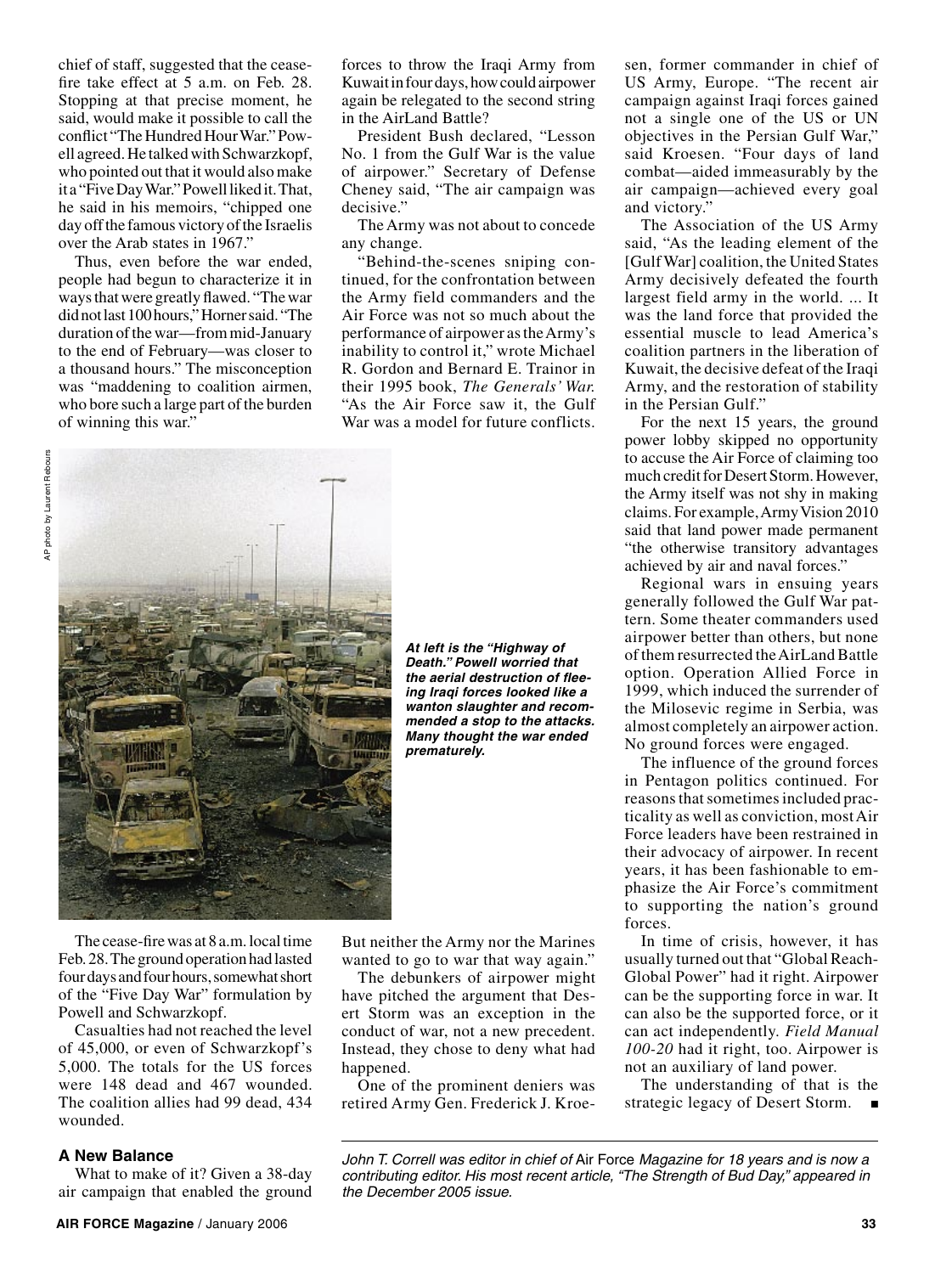chief of staff, suggested that the cease-fire take effect at 5 a.m. on Feb. 28. Stopping at that precise moment, he said, would make it possible to call the conflict "The Hundred Hour War." Powell agreed. He talked with Schwarzkopf, who pointed out that it would also make it a "Five Day War." Powell liked it. That, he said in his memoirs, "chipped one day off the famous victory of the Israelis over the Arab states in 1967."

Thus, even before the war ended, people had begun to characterize it in ways that were greatly flawed. "The war did not last 100 hours," Horner said. "The duration of the war—from mid-January to the end of February—was closer to a thousand hours." The misconception was "maddening to coalition airmen, who bore such a large part of the burden of winning this war."

AP photo by Laurent Rebours

***At left is the "Highway of Death." Powell worried that the aerial destruction of fleeing Iraqi forces looked like a wanton slaughter and recommended a stop to the attacks. Many thought the war ended prematurely.***

The cease-fire was at 8 a.m. local time Feb. 28. The ground operation had lasted four days and four hours, somewhat short of the "Five Day War" formulation by Powell and Schwarzkopf.

Casualties had not reached the level of 45,000, or even of Schwarzkopf's 5,000. The totals for the US forces were 148 dead and 467 wounded. The coalition allies had 99 dead, 434 wounded.

### A New Balance

What to make of it? Given a 38-day air campaign that enabled the ground forces to throw the Iraqi Army from Kuwait in four days, how could airpower again be relegated to the second string in the AirLand Battle?

President Bush declared, "Lesson No. 1 from the Gulf War is the value of airpower." Secretary of Defense Cheney said, "The air campaign was decisive."

The Army was not about to concede any change.

"Behind-the-scenes sniping continued, for the confrontation between the Army field commanders and the Air Force was not so much about the performance of airpower as the Army's inability to control it," wrote Michael R. Gordon and Bernard E. Trainor in their 1995 book, *The Generals' War.* "As the Air Force saw it, the Gulf War was a model for future conflicts. But neither the Army nor the Marines wanted to go to war that way again."

The debunkers of airpower might have pitched the argument that Desert Storm was an exception in the conduct of war, not a new precedent. Instead, they chose to deny what had happened.

One of the prominent deniers was retired Army Gen. Frederick J. Kroesen, former commander in chief of US Army, Europe. "The recent air campaign against Iraqi forces gained not a single one of the US or UN objectives in the Persian Gulf War," said Kroesen. "Four days of land combat—aided immeasurably by the air campaign—achieved every goal and victory."

The Association of the US Army said, "As the leading element of the [Gulf War] coalition, the United States Army decisively defeated the fourth largest field army in the world. ... It was the land force that provided the essential muscle to lead America's coalition partners in the liberation of Kuwait, the decisive defeat of the Iraqi Army, and the restoration of stability in the Persian Gulf."

For the next 15 years, the ground power lobby skipped no opportunity to accuse the Air Force of claiming too much credit for Desert Storm. However, the Army itself was not shy in making claims. For example, Army Vision 2010 said that land power made permanent "the otherwise transitory advantages achieved by air and naval forces."

Regional wars in ensuing years generally followed the Gulf War pattern. Some theater commanders used airpower better than others, but none of them resurrected the AirLand Battle option. Operation Allied Force in 1999, which induced the surrender of the Milosevic regime in Serbia, was almost completely an airpower action. No ground forces were engaged.

The influence of the ground forces in Pentagon politics continued. For reasons that sometimes included practicality as well as conviction, most Air Force leaders have been restrained in their advocacy of airpower. In recent years, it has been fashionable to emphasize the Air Force's commitment to supporting the nation's ground forces.

In time of crisis, however, it has usually turned out that "Global Reach-Global Power" had it right. Airpower can be the supporting force in war. It can also be the supported force, or it can act independently. *Field Manual 100-20* had it right, too. Airpower is not an auxiliary of land power.

The understanding of that is the strategic legacy of Desert Storm. ■

*John T. Correll was editor in chief of* Air Force *Magazine for 18 years and is now a contributing editor. His most recent article, "The Strength of Bud Day," appeared in the December 2005 issue.*